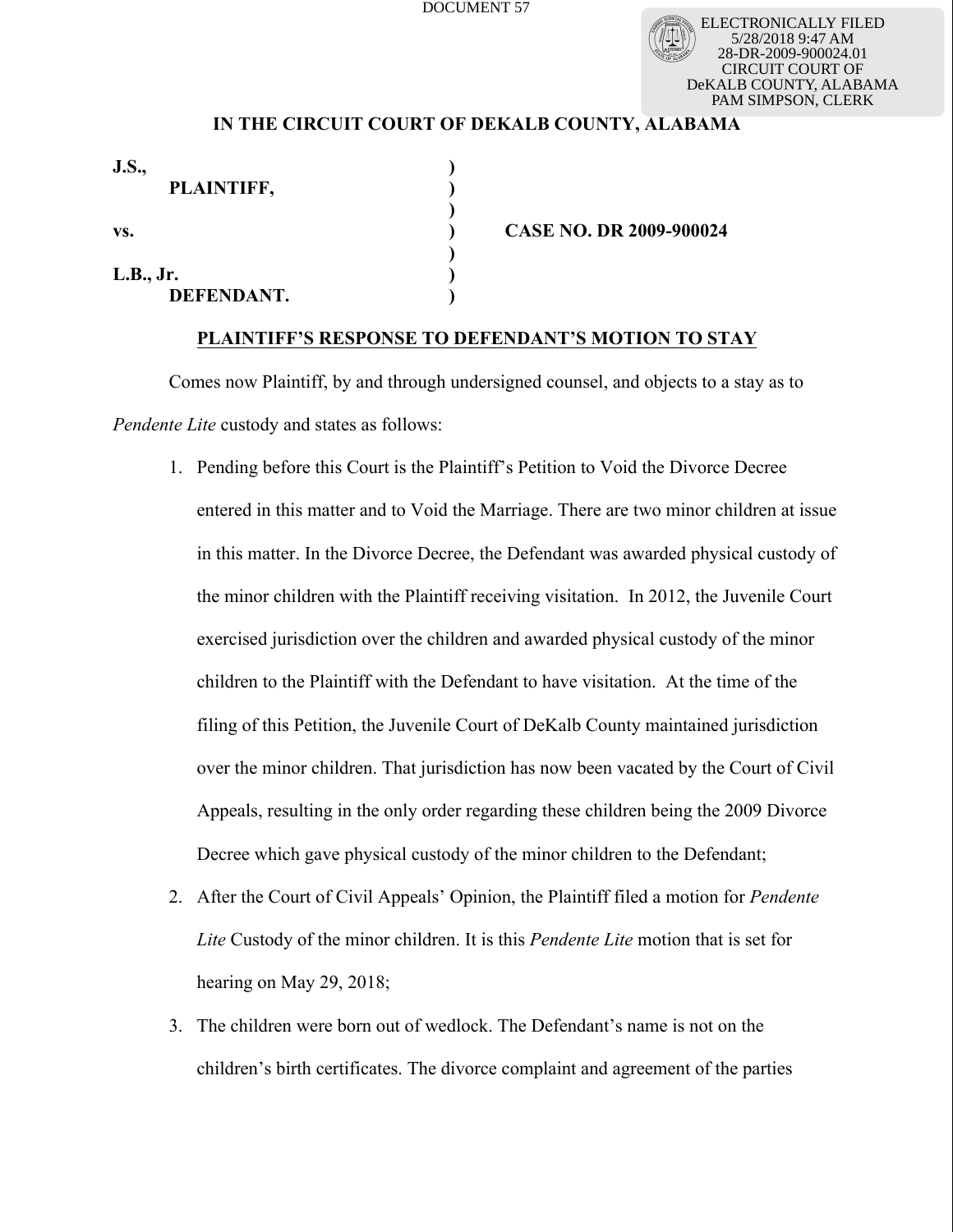ELECTRONICALLY FILED
5/28/2018 9:47 AM
28-DR-2009-900024.01
CIRCUIT COURT OF
DeKALB COUNTY, ALABAMA
PAM SIMPSON, CLERK

**IN THE CIRCUIT COURT OF DEKALB COUNTY, ALABAMA**

| | | |
|---|---|---|
| **J.S.,** | **)** | |
| **PLAINTIFF,** | **)** | |
| | **)** | |
| **vs.** | **)** | **CASE NO. DR 2009-900024** |
| | **)** | |
| **L.B., Jr.** | **)** | |
| **DEFENDANT.** | **)** | |

## PLAINTIFF'S RESPONSE TO DEFENDANT'S MOTION TO STAY

Comes now Plaintiff, by and through undersigned counsel, and objects to a stay as to *Pendente Lite* custody and states as follows:

1. Pending before this Court is the Plaintiff's Petition to Void the Divorce Decree entered in this matter and to Void the Marriage. There are two minor children at issue in this matter. In the Divorce Decree, the Defendant was awarded physical custody of the minor children with the Plaintiff receiving visitation. In 2012, the Juvenile Court exercised jurisdiction over the children and awarded physical custody of the minor children to the Plaintiff with the Defendant to have visitation. At the time of the filing of this Petition, the Juvenile Court of DeKalb County maintained jurisdiction over the minor children. That jurisdiction has now been vacated by the Court of Civil Appeals, resulting in the only order regarding these children being the 2009 Divorce Decree which gave physical custody of the minor children to the Defendant;
2. After the Court of Civil Appeals' Opinion, the Plaintiff filed a motion for *Pendente Lite* Custody of the minor children. It is this *Pendente Lite* motion that is set for hearing on May 29, 2018;
3. The children were born out of wedlock. The Defendant's name is not on the children's birth certificates. The divorce complaint and agreement of the parties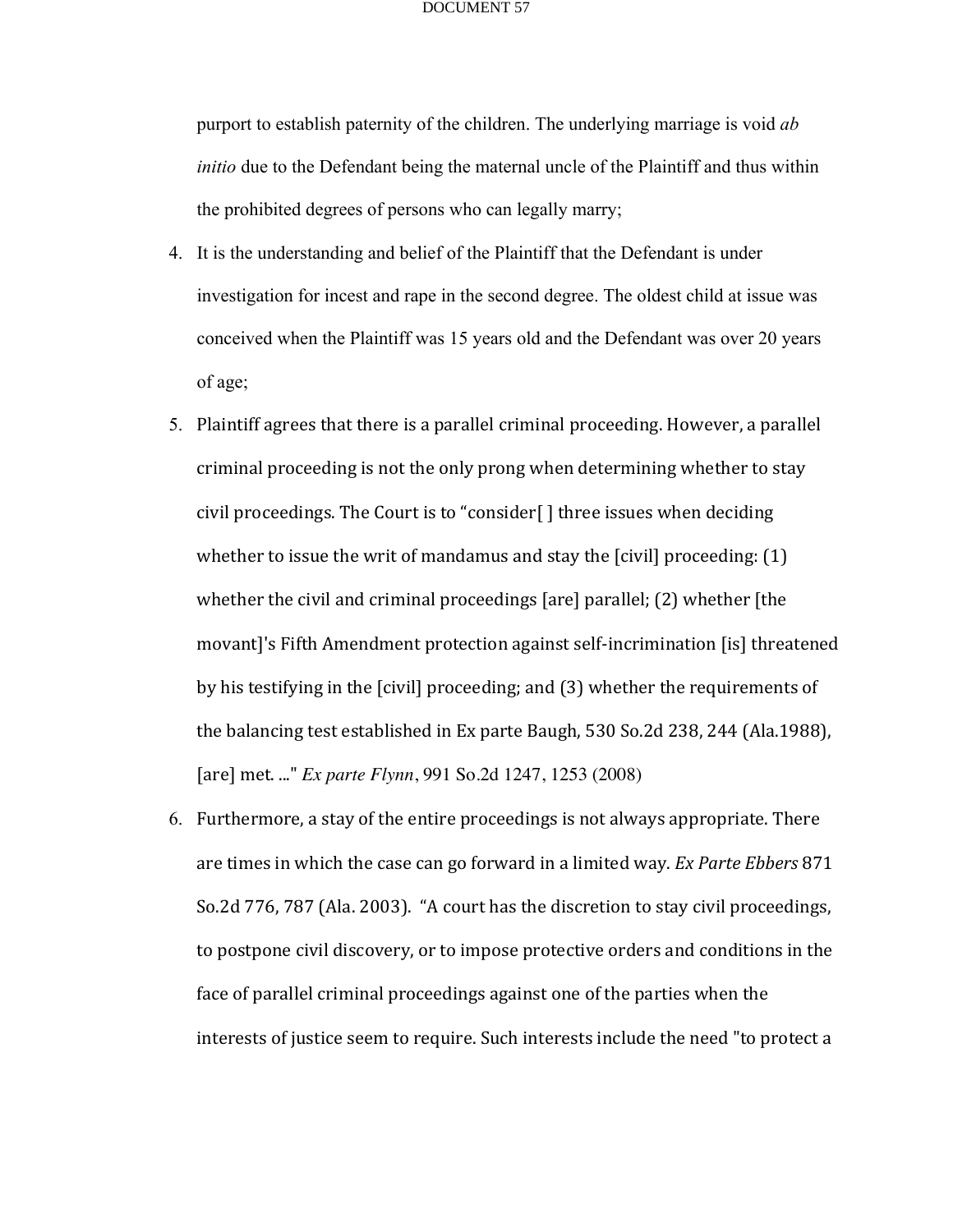purport to establish paternity of the children. The underlying marriage is void *ab initio* due to the Defendant being the maternal uncle of the Plaintiff and thus within the prohibited degrees of persons who can legally marry;

4. It is the understanding and belief of the Plaintiff that the Defendant is under investigation for incest and rape in the second degree. The oldest child at issue was conceived when the Plaintiff was 15 years old and the Defendant was over 20 years of age;

5. Plaintiff agrees that there is a parallel criminal proceeding. However, a parallel criminal proceeding is not the only prong when determining whether to stay civil proceedings. The Court is to "consider[ ] three issues when deciding whether to issue the writ of mandamus and stay the [civil] proceeding: (1) whether the civil and criminal proceedings [are] parallel; (2) whether [the movant]'s Fifth Amendment protection against self-incrimination [is] threatened by his testifying in the [civil] proceeding; and (3) whether the requirements of the balancing test established in Ex parte Baugh, 530 So.2d 238, 244 (Ala.1988), [are] met. ..." *Ex parte Flynn*, 991 So.2d 1247, 1253 (2008)

6. Furthermore, a stay of the entire proceedings is not always appropriate. There are times in which the case can go forward in a limited way. *Ex Parte Ebbers* 871 So.2d 776, 787 (Ala. 2003). "A court has the discretion to stay civil proceedings, to postpone civil discovery, or to impose protective orders and conditions in the face of parallel criminal proceedings against one of the parties when the interests of justice seem to require. Such interests include the need "to protect a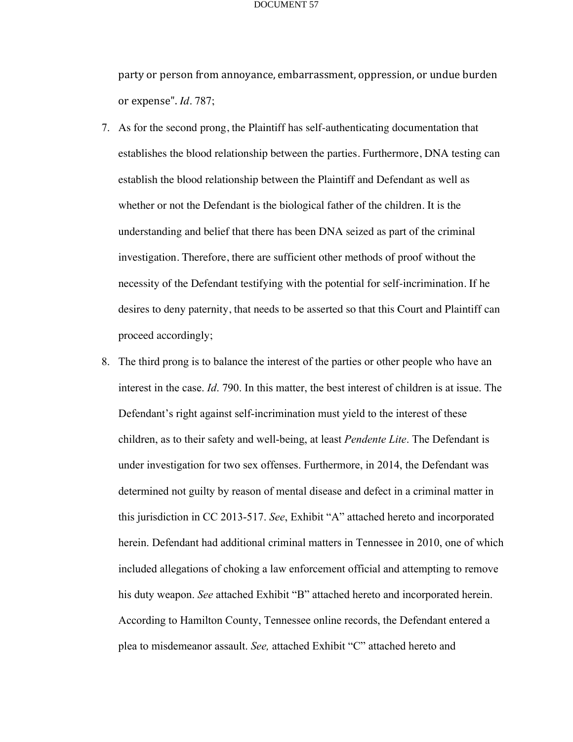party or person from annoyance, embarrassment, oppression, or undue burden or expense". *Id*. 787;

7. As for the second prong, the Plaintiff has self-authenticating documentation that establishes the blood relationship between the parties. Furthermore, DNA testing can establish the blood relationship between the Plaintiff and Defendant as well as whether or not the Defendant is the biological father of the children. It is the understanding and belief that there has been DNA seized as part of the criminal investigation. Therefore, there are sufficient other methods of proof without the necessity of the Defendant testifying with the potential for self-incrimination. If he desires to deny paternity, that needs to be asserted so that this Court and Plaintiff can proceed accordingly;

8. The third prong is to balance the interest of the parties or other people who have an interest in the case. *Id*. 790. In this matter, the best interest of children is at issue. The Defendant's right against self-incrimination must yield to the interest of these children, as to their safety and well-being, at least *Pendente Lite*. The Defendant is under investigation for two sex offenses. Furthermore, in 2014, the Defendant was determined not guilty by reason of mental disease and defect in a criminal matter in this jurisdiction in CC 2013-517. *See*, Exhibit "A" attached hereto and incorporated herein. Defendant had additional criminal matters in Tennessee in 2010, one of which included allegations of choking a law enforcement official and attempting to remove his duty weapon. *See* attached Exhibit "B" attached hereto and incorporated herein. According to Hamilton County, Tennessee online records, the Defendant entered a plea to misdemeanor assault. *See,* attached Exhibit "C" attached hereto and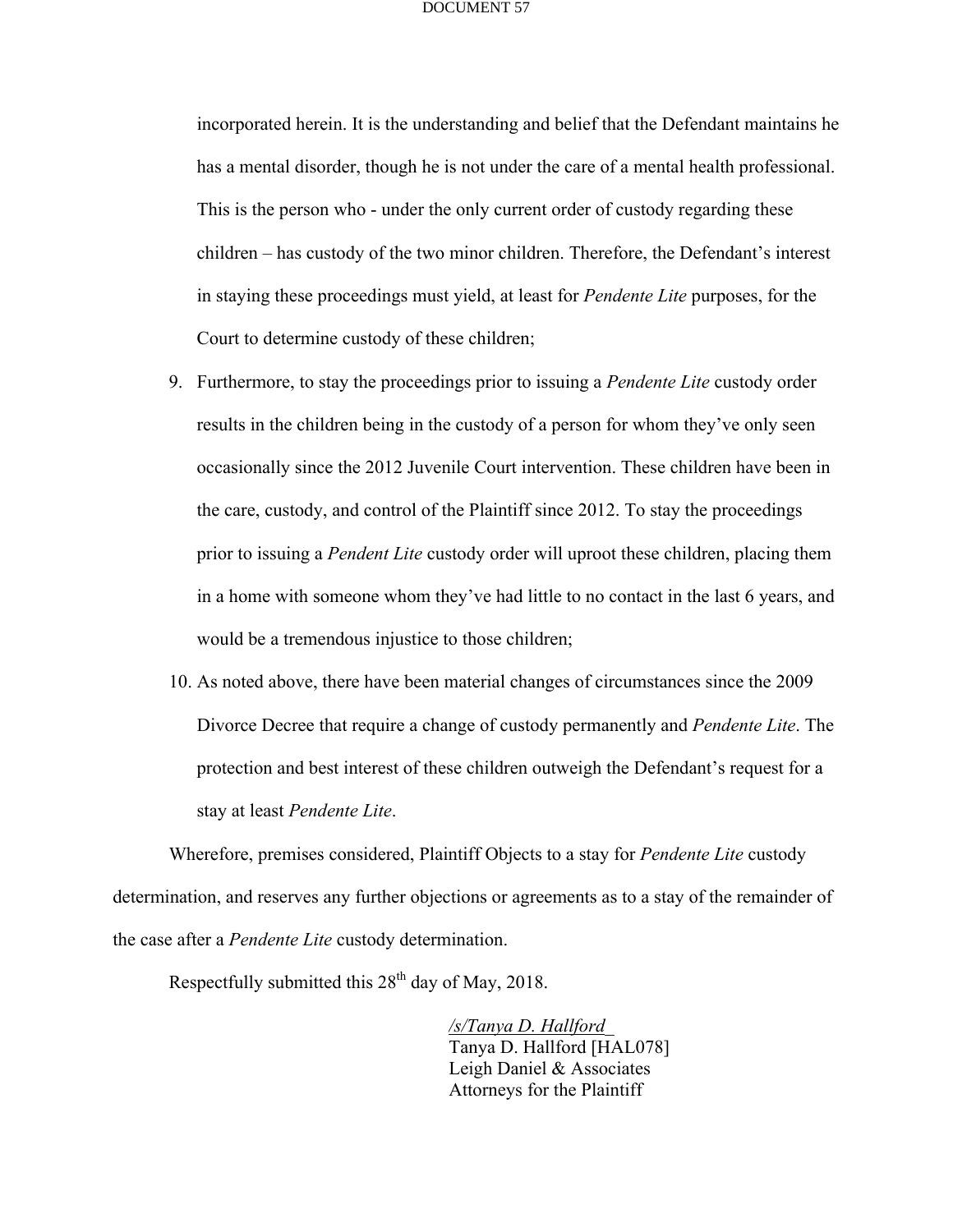incorporated herein. It is the understanding and belief that the Defendant maintains he has a mental disorder, though he is not under the care of a mental health professional. This is the person who - under the only current order of custody regarding these children – has custody of the two minor children. Therefore, the Defendant's interest in staying these proceedings must yield, at least for *Pendente Lite* purposes, for the Court to determine custody of these children;

9. Furthermore, to stay the proceedings prior to issuing a *Pendente Lite* custody order results in the children being in the custody of a person for whom they've only seen occasionally since the 2012 Juvenile Court intervention. These children have been in the care, custody, and control of the Plaintiff since 2012. To stay the proceedings prior to issuing a *Pendent Lite* custody order will uproot these children, placing them in a home with someone whom they've had little to no contact in the last 6 years, and would be a tremendous injustice to those children;

10. As noted above, there have been material changes of circumstances since the 2009 Divorce Decree that require a change of custody permanently and *Pendente Lite*. The protection and best interest of these children outweigh the Defendant's request for a stay at least *Pendente Lite*.

Wherefore, premises considered, Plaintiff Objects to a stay for *Pendente Lite* custody determination, and reserves any further objections or agreements as to a stay of the remainder of the case after a *Pendente Lite* custody determination.

Respectfully submitted this 28th day of May, 2018.

*/s/Tanya D. Hallford*
Tanya D. Hallford [HAL078]
Leigh Daniel & Associates
Attorneys for the Plaintiff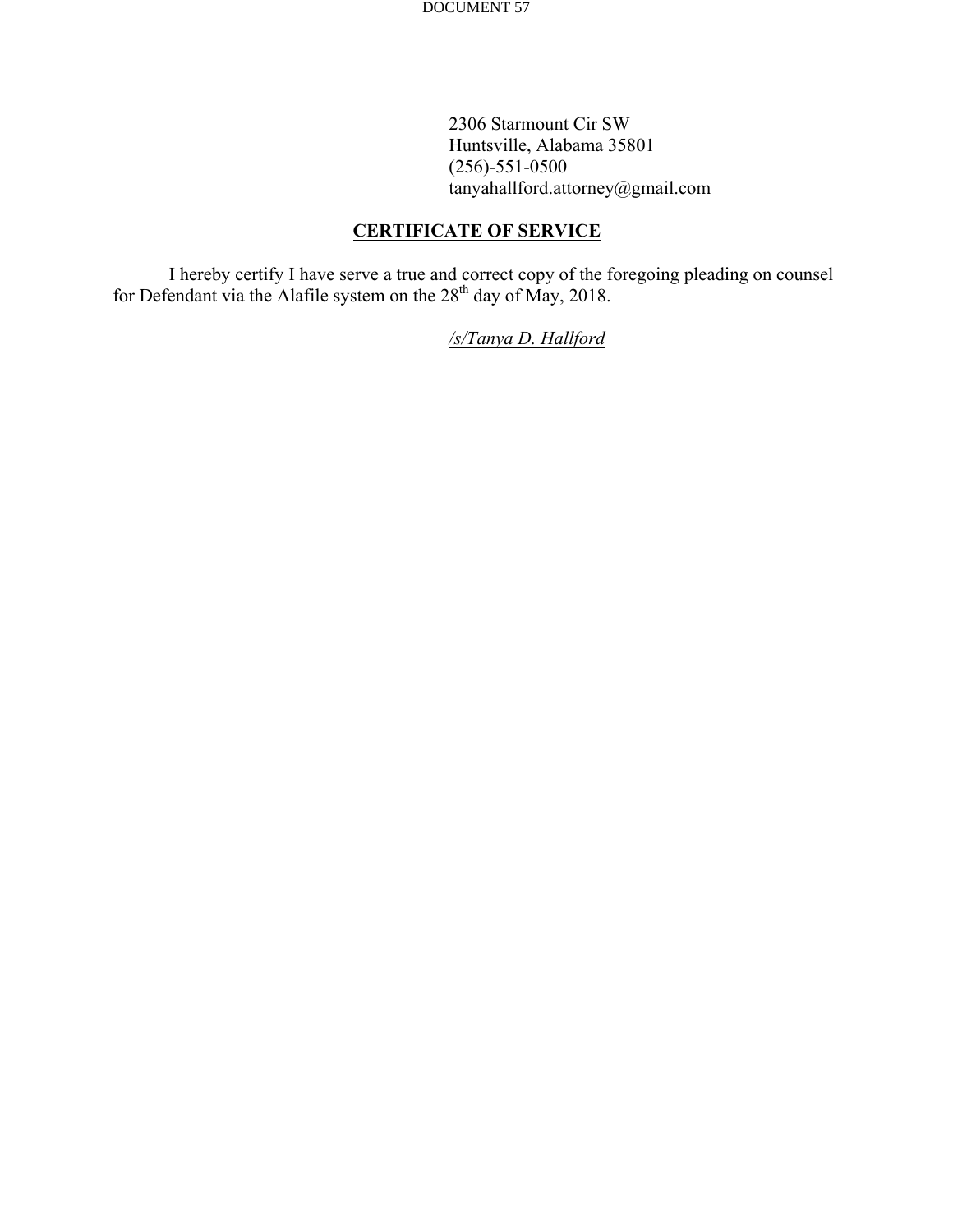2306 Starmount Cir SW
Huntsville, Alabama 35801
(256)-551-0500
tanyahallford.attorney@gmail.com

**CERTIFICATE OF SERVICE**

I hereby certify I have serve a true and correct copy of the foregoing pleading on counsel for Defendant via the Alafile system on the 28th day of May, 2018.

*/s/Tanya D. Hallford*